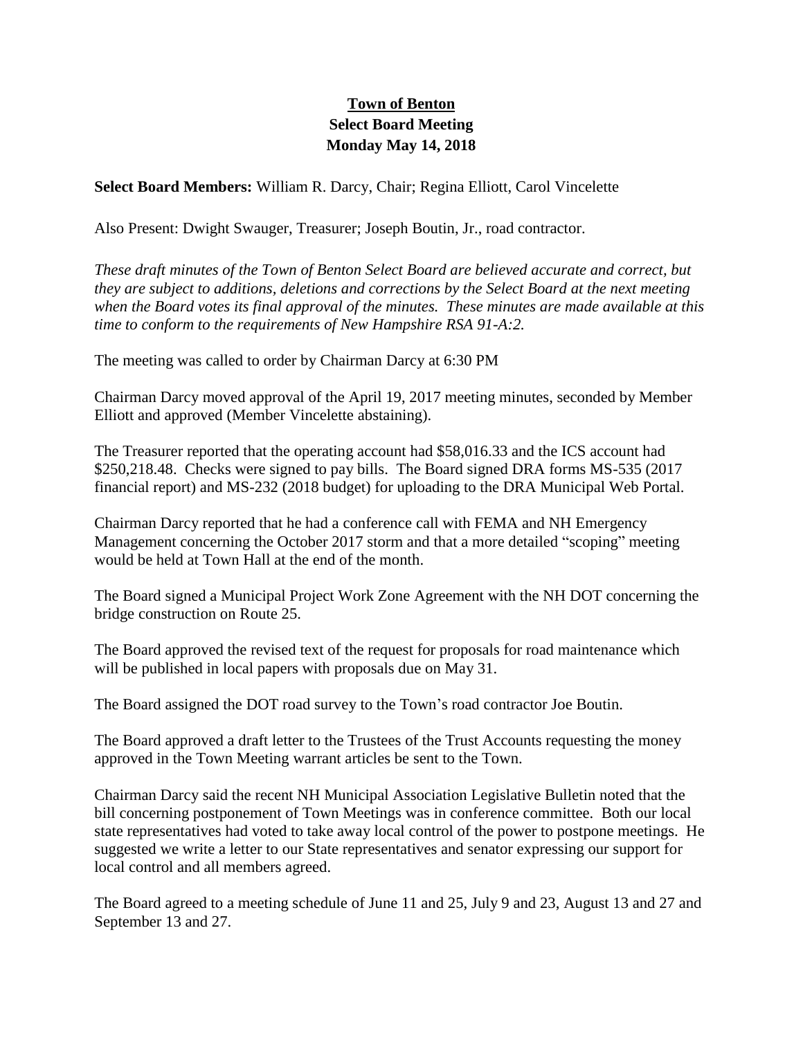# Town of Benton
## Select Board Meeting
## Monday May 14, 2018

**Select Board Members:** William R. Darcy, Chair; Regina Elliott, Carol Vincelette

Also Present: Dwight Swauger, Treasurer; Joseph Boutin, Jr., road contractor.

*These draft minutes of the Town of Benton Select Board are believed accurate and correct, but they are subject to additions, deletions and corrections by the Select Board at the next meeting when the Board votes its final approval of the minutes. These minutes are made available at this time to conform to the requirements of New Hampshire RSA 91-A:2.*

The meeting was called to order by Chairman Darcy at 6:30 PM

Chairman Darcy moved approval of the April 19, 2017 meeting minutes, seconded by Member Elliott and approved (Member Vincelette abstaining).

The Treasurer reported that the operating account had $58,016.33 and the ICS account had $250,218.48. Checks were signed to pay bills. The Board signed DRA forms MS-535 (2017 financial report) and MS-232 (2018 budget) for uploading to the DRA Municipal Web Portal.

Chairman Darcy reported that he had a conference call with FEMA and NH Emergency Management concerning the October 2017 storm and that a more detailed "scoping" meeting would be held at Town Hall at the end of the month.

The Board signed a Municipal Project Work Zone Agreement with the NH DOT concerning the bridge construction on Route 25.

The Board approved the revised text of the request for proposals for road maintenance which will be published in local papers with proposals due on May 31.

The Board assigned the DOT road survey to the Town's road contractor Joe Boutin.

The Board approved a draft letter to the Trustees of the Trust Accounts requesting the money approved in the Town Meeting warrant articles be sent to the Town.

Chairman Darcy said the recent NH Municipal Association Legislative Bulletin noted that the bill concerning postponement of Town Meetings was in conference committee. Both our local state representatives had voted to take away local control of the power to postpone meetings. He suggested we write a letter to our State representatives and senator expressing our support for local control and all members agreed.

The Board agreed to a meeting schedule of June 11 and 25, July 9 and 23, August 13 and 27 and September 13 and 27.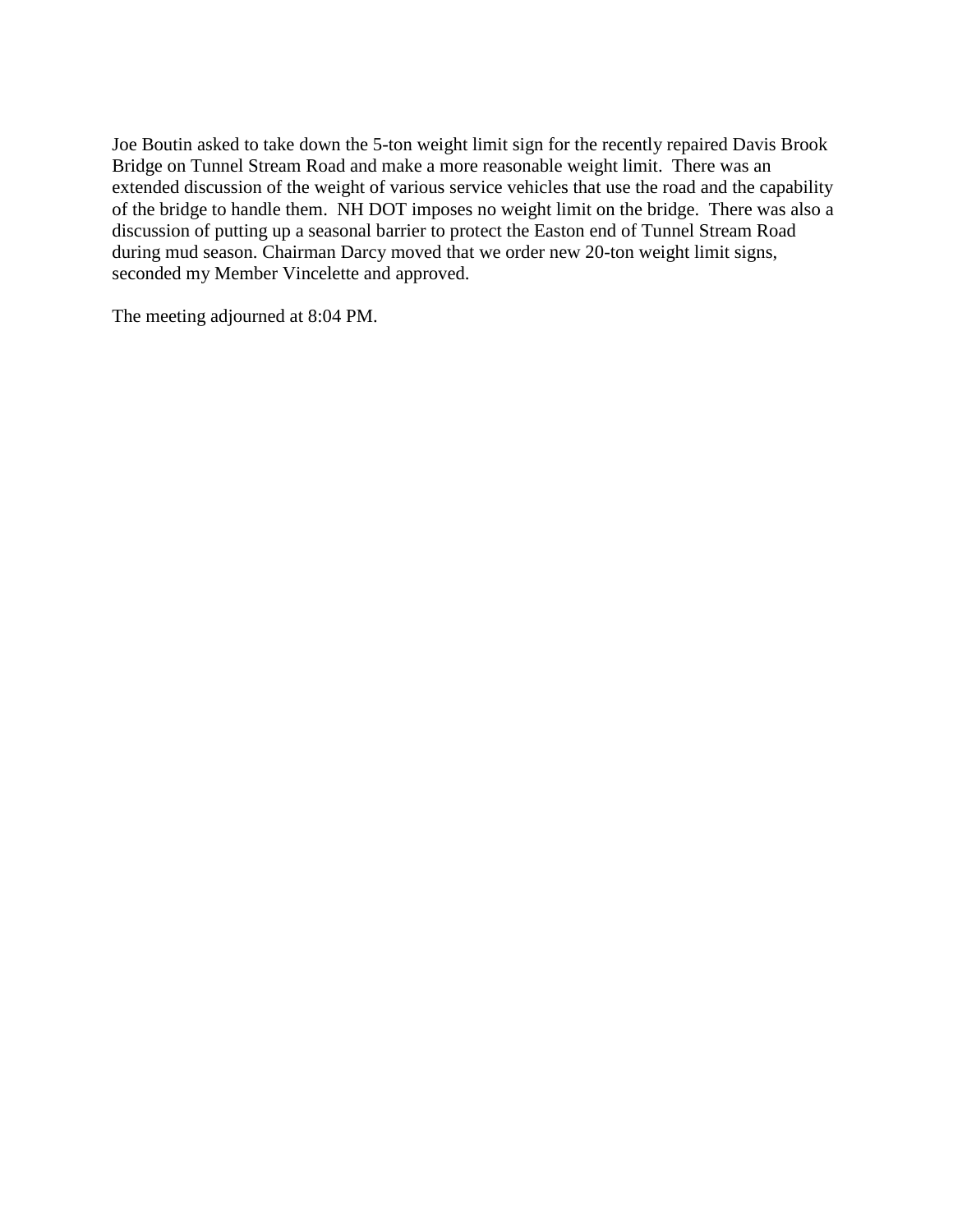Joe Boutin asked to take down the 5-ton weight limit sign for the recently repaired Davis Brook Bridge on Tunnel Stream Road and make a more reasonable weight limit. There was an extended discussion of the weight of various service vehicles that use the road and the capability of the bridge to handle them. NH DOT imposes no weight limit on the bridge. There was also a discussion of putting up a seasonal barrier to protect the Easton end of Tunnel Stream Road during mud season. Chairman Darcy moved that we order new 20-ton weight limit signs, seconded my Member Vincelette and approved.

The meeting adjourned at 8:04 PM.